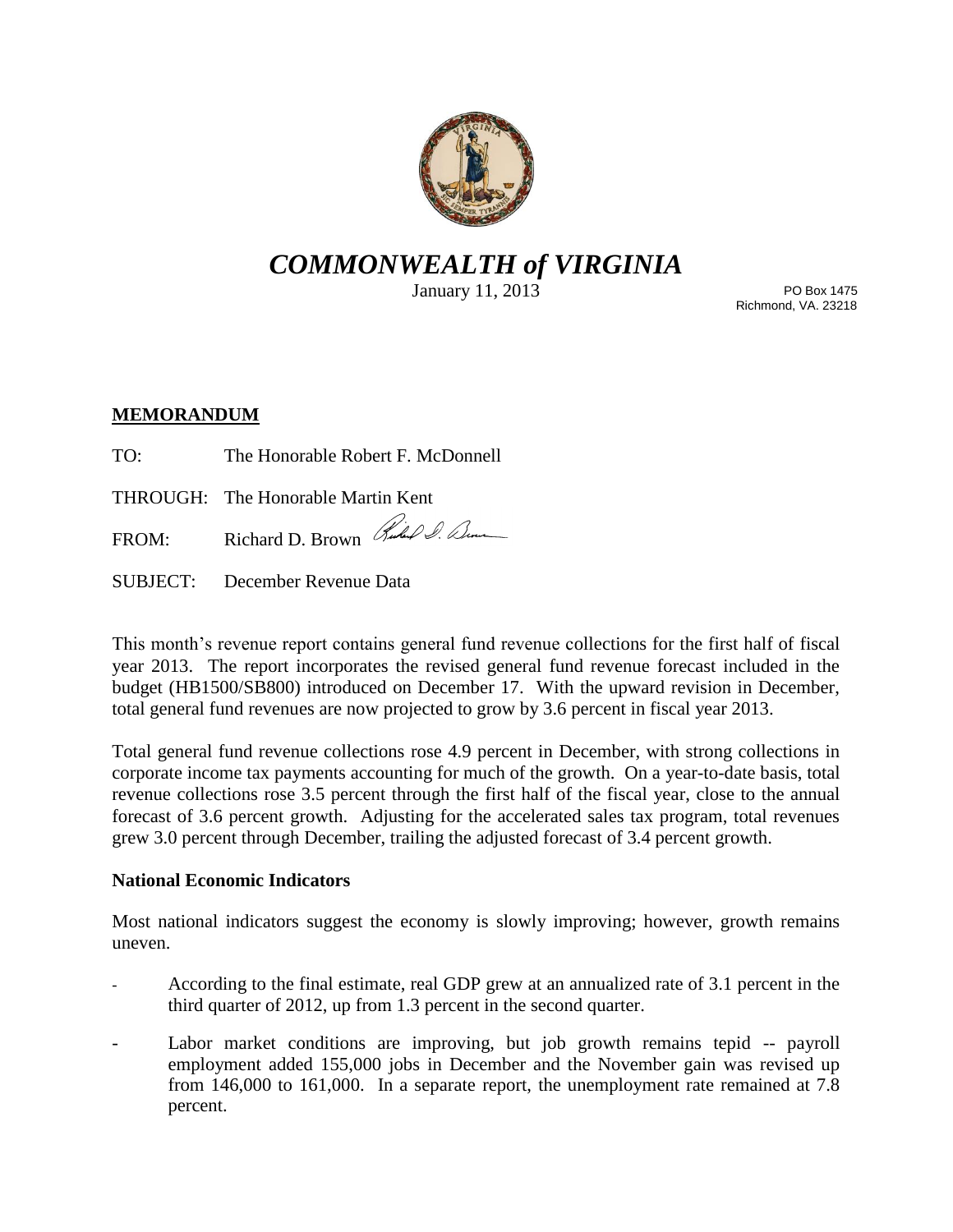# *COMMONWEALTH of VIRGINIA*

January 11, 2013

PO Box 1475
Richmond, VA. 23218

**MEMORANDUM**

TO: The Honorable Robert F. McDonnell

THROUGH: The Honorable Martin Kent

FROM: Richard D. Brown

SUBJECT: December Revenue Data

This month's revenue report contains general fund revenue collections for the first half of fiscal year 2013. The report incorporates the revised general fund revenue forecast included in the budget (HB1500/SB800) introduced on December 17. With the upward revision in December, total general fund revenues are now projected to grow by 3.6 percent in fiscal year 2013.

Total general fund revenue collections rose 4.9 percent in December, with strong collections in corporate income tax payments accounting for much of the growth. On a year-to-date basis, total revenue collections rose 3.5 percent through the first half of the fiscal year, close to the annual forecast of 3.6 percent growth. Adjusting for the accelerated sales tax program, total revenues grew 3.0 percent through December, trailing the adjusted forecast of 3.4 percent growth.

**National Economic Indicators**

Most national indicators suggest the economy is slowly improving; however, growth remains uneven.

- According to the final estimate, real GDP grew at an annualized rate of 3.1 percent in the third quarter of 2012, up from 1.3 percent in the second quarter.
- Labor market conditions are improving, but job growth remains tepid -- payroll employment added 155,000 jobs in December and the November gain was revised up from 146,000 to 161,000. In a separate report, the unemployment rate remained at 7.8 percent.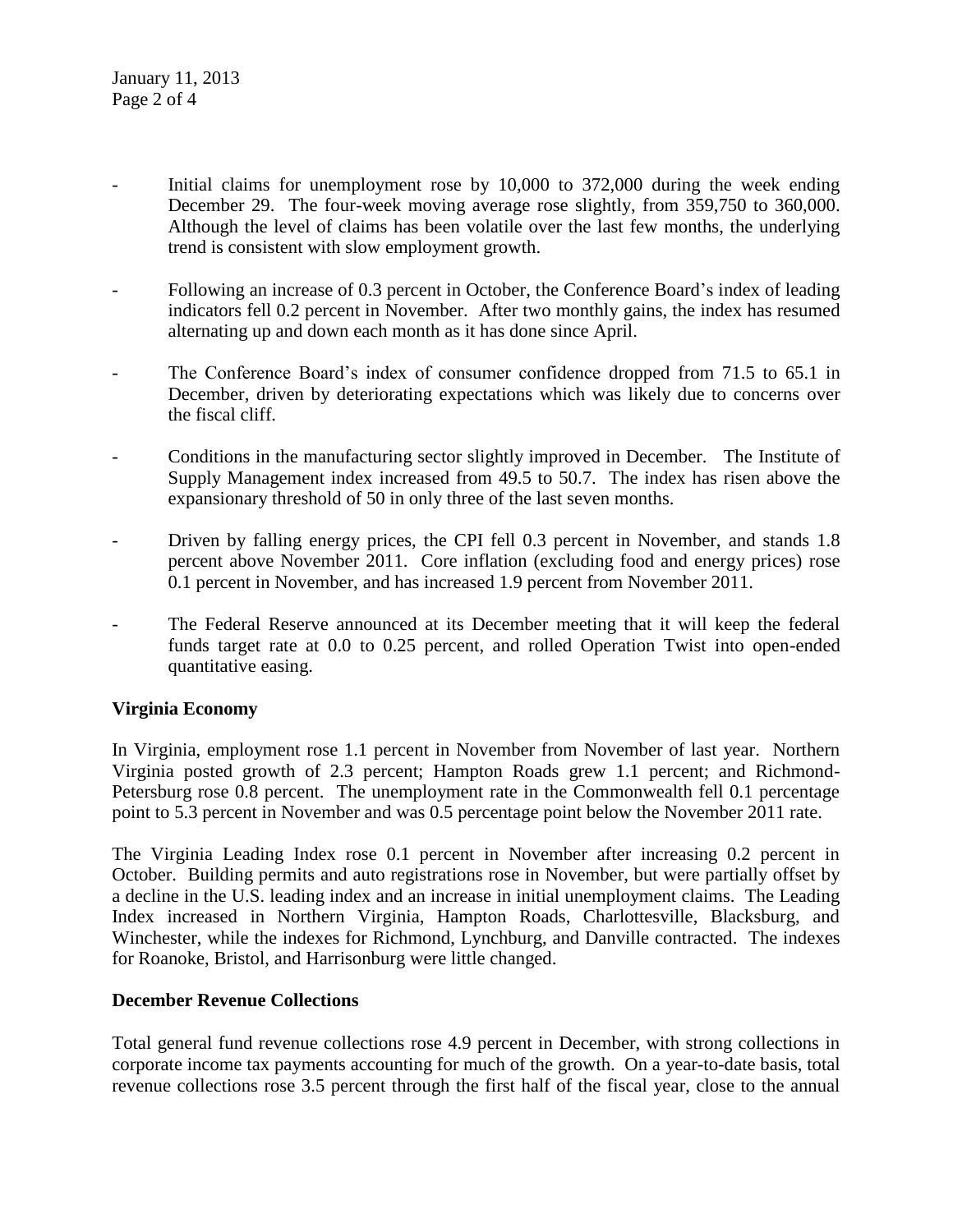- Initial claims for unemployment rose by 10,000 to 372,000 during the week ending December 29. The four-week moving average rose slightly, from 359,750 to 360,000. Although the level of claims has been volatile over the last few months, the underlying trend is consistent with slow employment growth.

- Following an increase of 0.3 percent in October, the Conference Board's index of leading indicators fell 0.2 percent in November. After two monthly gains, the index has resumed alternating up and down each month as it has done since April.

- The Conference Board's index of consumer confidence dropped from 71.5 to 65.1 in December, driven by deteriorating expectations which was likely due to concerns over the fiscal cliff.

- Conditions in the manufacturing sector slightly improved in December. The Institute of Supply Management index increased from 49.5 to 50.7. The index has risen above the expansionary threshold of 50 in only three of the last seven months.

- Driven by falling energy prices, the CPI fell 0.3 percent in November, and stands 1.8 percent above November 2011. Core inflation (excluding food and energy prices) rose 0.1 percent in November, and has increased 1.9 percent from November 2011.

- The Federal Reserve announced at its December meeting that it will keep the federal funds target rate at 0.0 to 0.25 percent, and rolled Operation Twist into open-ended quantitative easing.

**Virginia Economy**

In Virginia, employment rose 1.1 percent in November from November of last year. Northern Virginia posted growth of 2.3 percent; Hampton Roads grew 1.1 percent; and Richmond-Petersburg rose 0.8 percent. The unemployment rate in the Commonwealth fell 0.1 percentage point to 5.3 percent in November and was 0.5 percentage point below the November 2011 rate.

The Virginia Leading Index rose 0.1 percent in November after increasing 0.2 percent in October. Building permits and auto registrations rose in November, but were partially offset by a decline in the U.S. leading index and an increase in initial unemployment claims. The Leading Index increased in Northern Virginia, Hampton Roads, Charlottesville, Blacksburg, and Winchester, while the indexes for Richmond, Lynchburg, and Danville contracted. The indexes for Roanoke, Bristol, and Harrisonburg were little changed.

**December Revenue Collections**

Total general fund revenue collections rose 4.9 percent in December, with strong collections in corporate income tax payments accounting for much of the growth. On a year-to-date basis, total revenue collections rose 3.5 percent through the first half of the fiscal year, close to the annual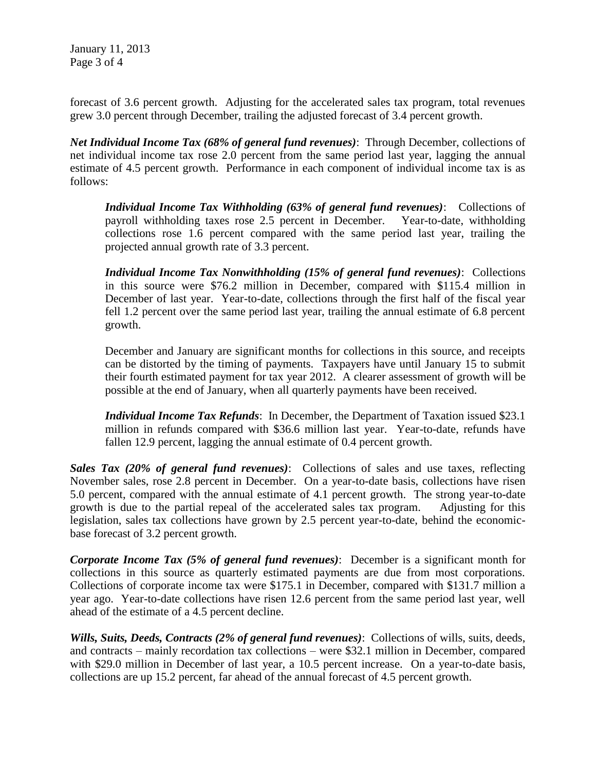forecast of 3.6 percent growth. Adjusting for the accelerated sales tax program, total revenues grew 3.0 percent through December, trailing the adjusted forecast of 3.4 percent growth.

***Net Individual Income Tax (68% of general fund revenues)***: Through December, collections of net individual income tax rose 2.0 percent from the same period last year, lagging the annual estimate of 4.5 percent growth. Performance in each component of individual income tax is as follows:

> ***Individual Income Tax Withholding (63% of general fund revenues)***: Collections of payroll withholding taxes rose 2.5 percent in December. Year-to-date, withholding collections rose 1.6 percent compared with the same period last year, trailing the projected annual growth rate of 3.3 percent.
>
> ***Individual Income Tax Nonwithholding (15% of general fund revenues)***: Collections in this source were $76.2 million in December, compared with $115.4 million in December of last year. Year-to-date, collections through the first half of the fiscal year fell 1.2 percent over the same period last year, trailing the annual estimate of 6.8 percent growth.
>
> December and January are significant months for collections in this source, and receipts can be distorted by the timing of payments. Taxpayers have until January 15 to submit their fourth estimated payment for tax year 2012. A clearer assessment of growth will be possible at the end of January, when all quarterly payments have been received.
>
> ***Individual Income Tax Refunds***: In December, the Department of Taxation issued $23.1 million in refunds compared with $36.6 million last year. Year-to-date, refunds have fallen 12.9 percent, lagging the annual estimate of 0.4 percent growth.

***Sales Tax (20% of general fund revenues)***: Collections of sales and use taxes, reflecting November sales, rose 2.8 percent in December. On a year-to-date basis, collections have risen 5.0 percent, compared with the annual estimate of 4.1 percent growth. The strong year-to-date growth is due to the partial repeal of the accelerated sales tax program. Adjusting for this legislation, sales tax collections have grown by 2.5 percent year-to-date, behind the economic-base forecast of 3.2 percent growth.

***Corporate Income Tax (5% of general fund revenues)***: December is a significant month for collections in this source as quarterly estimated payments are due from most corporations. Collections of corporate income tax were $175.1 in December, compared with $131.7 million a year ago. Year-to-date collections have risen 12.6 percent from the same period last year, well ahead of the estimate of a 4.5 percent decline.

***Wills, Suits, Deeds, Contracts (2% of general fund revenues)***: Collections of wills, suits, deeds, and contracts – mainly recordation tax collections – were $32.1 million in December, compared with $29.0 million in December of last year, a 10.5 percent increase. On a year-to-date basis, collections are up 15.2 percent, far ahead of the annual forecast of 4.5 percent growth.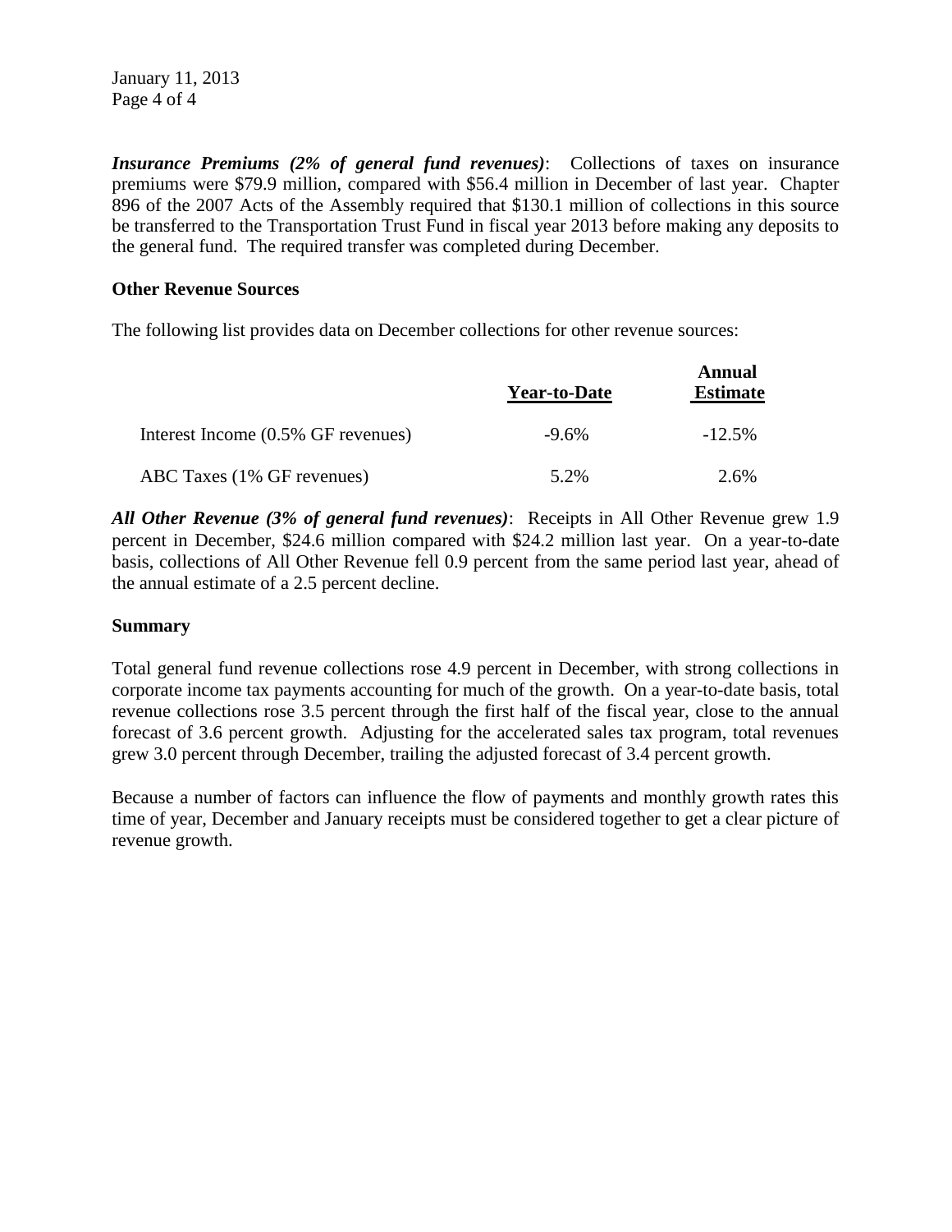***Insurance Premiums (2% of general fund revenues)***: Collections of taxes on insurance premiums were $79.9 million, compared with $56.4 million in December of last year. Chapter 896 of the 2007 Acts of the Assembly required that $130.1 million of collections in this source be transferred to the Transportation Trust Fund in fiscal year 2013 before making any deposits to the general fund. The required transfer was completed during December.

**Other Revenue Sources**

The following list provides data on December collections for other revenue sources:

| | Year-to-Date | Annual Estimate |
|---|---|---|
| Interest Income (0.5% GF revenues) | -9.6% | -12.5% |
| ABC Taxes (1% GF revenues) | 5.2% | 2.6% |

***All Other Revenue (3% of general fund revenues)***: Receipts in All Other Revenue grew 1.9 percent in December, $24.6 million compared with $24.2 million last year. On a year-to-date basis, collections of All Other Revenue fell 0.9 percent from the same period last year, ahead of the annual estimate of a 2.5 percent decline.

**Summary**

Total general fund revenue collections rose 4.9 percent in December, with strong collections in corporate income tax payments accounting for much of the growth. On a year-to-date basis, total revenue collections rose 3.5 percent through the first half of the fiscal year, close to the annual forecast of 3.6 percent growth. Adjusting for the accelerated sales tax program, total revenues grew 3.0 percent through December, trailing the adjusted forecast of 3.4 percent growth.

Because a number of factors can influence the flow of payments and monthly growth rates this time of year, December and January receipts must be considered together to get a clear picture of revenue growth.